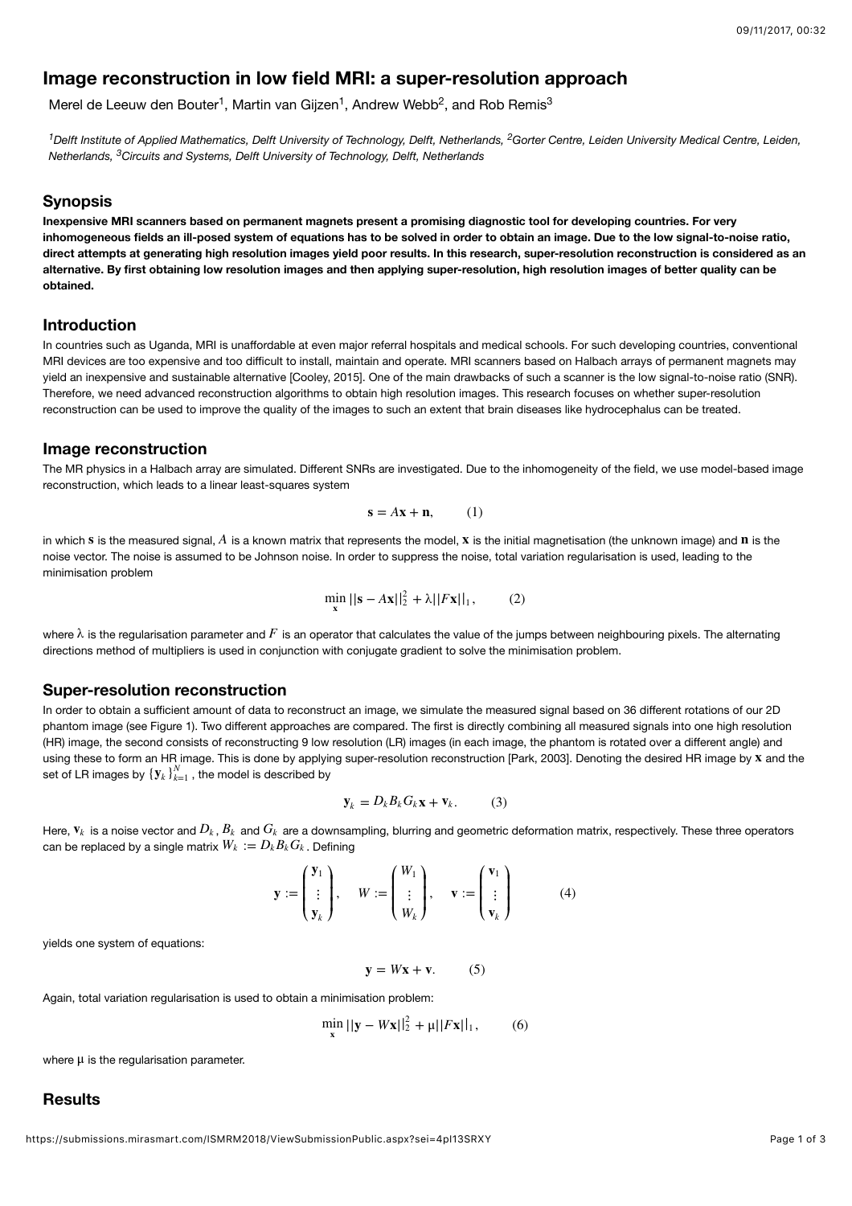# Image reconstruction in low field MRI: a super-resolution approach

Merel de Leeuw den Bouter[1], Martin van Gijzen[1], Andrew Webb[2], and Rob Remis[3]

*[1]Delft Institute of Applied Mathematics, Delft University of Technology, Delft, Netherlands, [2]Gorter Centre, Leiden University Medical Centre, Leiden, Netherlands, [3]Circuits and Systems, Delft University of Technology, Delft, Netherlands*

## Synopsis

**Inexpensive MRI scanners based on permanent magnets present a promising diagnostic tool for developing countries. For very inhomogeneous fields an ill-posed system of equations has to be solved in order to obtain an image. Due to the low signal-to-noise ratio, direct attempts at generating high resolution images yield poor results. In this research, super-resolution reconstruction is considered as an alternative. By first obtaining low resolution images and then applying super-resolution, high resolution images of better quality can be obtained.**

## Introduction

In countries such as Uganda, MRI is unaffordable at even major referral hospitals and medical schools. For such developing countries, conventional MRI devices are too expensive and too difficult to install, maintain and operate. MRI scanners based on Halbach arrays of permanent magnets may yield an inexpensive and sustainable alternative [Cooley, 2015]. One of the main drawbacks of such a scanner is the low signal-to-noise ratio (SNR). Therefore, we need advanced reconstruction algorithms to obtain high resolution images. This research focuses on whether super-resolution reconstruction can be used to improve the quality of the images to such an extent that brain diseases like hydrocephalus can be treated.

## Image reconstruction

The MR physics in a Halbach array are simulated. Different SNRs are investigated. Due to the inhomogeneity of the field, we use model-based image reconstruction, which leads to a linear least-squares system

$$\mathbf{s} = A\mathbf{x} + \mathbf{n}, \qquad (1)$$

in which $\mathbf{s}$ is the measured signal, $A$ is a known matrix that represents the model, $\mathbf{x}$ is the initial magnetisation (the unknown image) and $\mathbf{n}$ is the noise vector. The noise is assumed to be Johnson noise. In order to suppress the noise, total variation regularisation is used, leading to the minimisation problem

$$\min_{\mathbf{x}} ||\mathbf{s} - A\mathbf{x}||_2^2 + \lambda||F\mathbf{x}||_1, \qquad (2)$$

where $\lambda$ is the regularisation parameter and $F$ is an operator that calculates the value of the jumps between neighbouring pixels. The alternating directions method of multipliers is used in conjunction with conjugate gradient to solve the minimisation problem.

## Super-resolution reconstruction

In order to obtain a sufficient amount of data to reconstruct an image, we simulate the measured signal based on 36 different rotations of our 2D phantom image (see Figure 1). Two different approaches are compared. The first is directly combining all measured signals into one high resolution (HR) image, the second consists of reconstructing 9 low resolution (LR) images (in each image, the phantom is rotated over a different angle) and using these to form an HR image. This is done by applying super-resolution reconstruction [Park, 2003]. Denoting the desired HR image by $\mathbf{x}$ and the set of LR images by $\{\mathbf{y}_k\}_{k=1}^{N}$, the model is described by

$$\mathbf{y}_k = D_k B_k G_k \mathbf{x} + \mathbf{v}_k. \qquad (3)$$

Here, $\mathbf{v}_k$ is a noise vector and $D_k$, $B_k$ and $G_k$ are a downsampling, blurring and geometric deformation matrix, respectively. These three operators can be replaced by a single matrix $W_k := D_k B_k G_k$. Defining

$$\mathbf{y} := \begin{pmatrix} \mathbf{y}_1 \\ \vdots \\ \mathbf{y}_k \end{pmatrix}, \quad W := \begin{pmatrix} W_1 \\ \vdots \\ W_k \end{pmatrix}, \quad \mathbf{v} := \begin{pmatrix} \mathbf{v}_1 \\ \vdots \\ \mathbf{v}_k \end{pmatrix} \qquad (4)$$

yields one system of equations:

$$\mathbf{y} = W\mathbf{x} + \mathbf{v}. \qquad (5)$$

Again, total variation regularisation is used to obtain a minimisation problem:

$$\min_{\mathbf{x}} ||\mathbf{y} - W\mathbf{x}||_2^2 + \mu||F\mathbf{x}||_1, \qquad (6)$$

where $\mu$ is the regularisation parameter.

## Results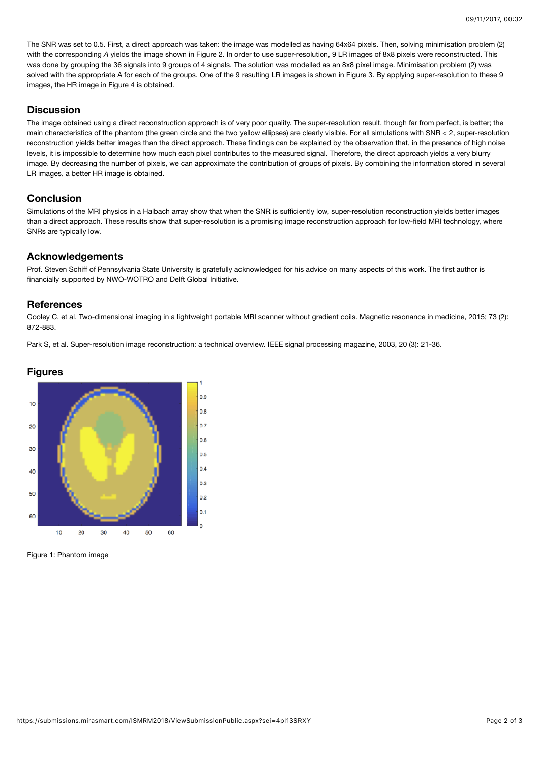The SNR was set to 0.5. First, a direct approach was taken: the image was modelled as having 64x64 pixels. Then, solving minimisation problem (2) with the corresponding *A* yields the image shown in Figure 2. In order to use super-resolution, 9 LR images of 8x8 pixels were reconstructed. This was done by grouping the 36 signals into 9 groups of 4 signals. The solution was modelled as an 8x8 pixel image. Minimisation problem (2) was solved with the appropriate A for each of the groups. One of the 9 resulting LR images is shown in Figure 3. By applying super-resolution to these 9 images, the HR image in Figure 4 is obtained.

## Discussion

The image obtained using a direct reconstruction approach is of very poor quality. The super-resolution result, though far from perfect, is better; the main characteristics of the phantom (the green circle and the two yellow ellipses) are clearly visible. For all simulations with SNR < 2, super-resolution reconstruction yields better images than the direct approach. These findings can be explained by the observation that, in the presence of high noise levels, it is impossible to determine how much each pixel contributes to the measured signal. Therefore, the direct approach yields a very blurry image. By decreasing the number of pixels, we can approximate the contribution of groups of pixels. By combining the information stored in several LR images, a better HR image is obtained.

## Conclusion

Simulations of the MRI physics in a Halbach array show that when the SNR is sufficiently low, super-resolution reconstruction yields better images than a direct approach. These results show that super-resolution is a promising image reconstruction approach for low-field MRI technology, where SNRs are typically low.

## Acknowledgements

Prof. Steven Schiff of Pennsylvania State University is gratefully acknowledged for his advice on many aspects of this work. The first author is financially supported by NWO-WOTRO and Delft Global Initiative.

## References

Cooley C, et al. Two-dimensional imaging in a lightweight portable MRI scanner without gradient coils. Magnetic resonance in medicine, 2015; 73 (2): 872-883.

Park S, et al. Super-resolution image reconstruction: a technical overview. IEEE signal processing magazine, 2003, 20 (3): 21-36.

## Figures

Figure 1: Phantom image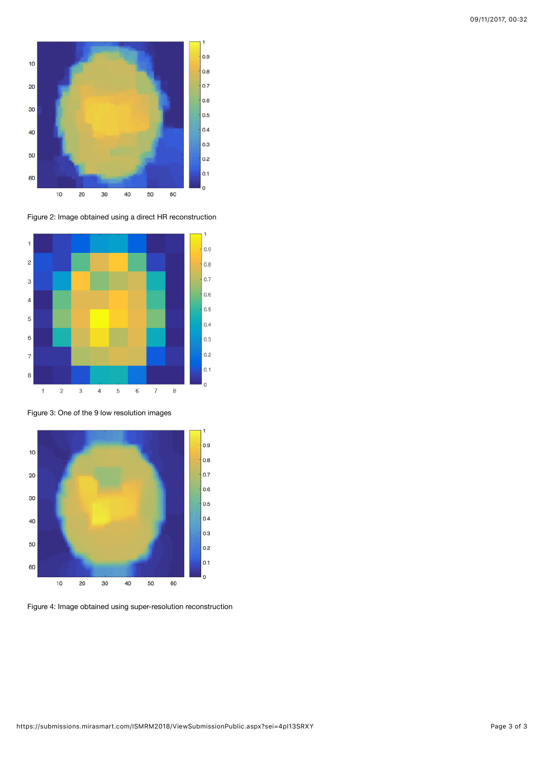10
20
30
40
50
60

10 20 30 40 50 60

1
0.9
0.8
0.7
0.6
0.5
0.4
0.3
0.2
0.1
0

Figure 2: Image obtained using a direct HR reconstruction

1
2
3
4
5
6
7
8

1 2 3 4 5 6 7 8

1
0.9
0.8
0.7
0.6
0.5
0.4
0.3
0.2
0.1
0

Figure 3: One of the 9 low resolution images

10
20
30
40
50
60

10 20 30 40 50 60

1
0.9
0.8
0.7
0.6
0.5
0.4
0.3
0.2
0.1
0

Figure 4: Image obtained using super-resolution reconstruction